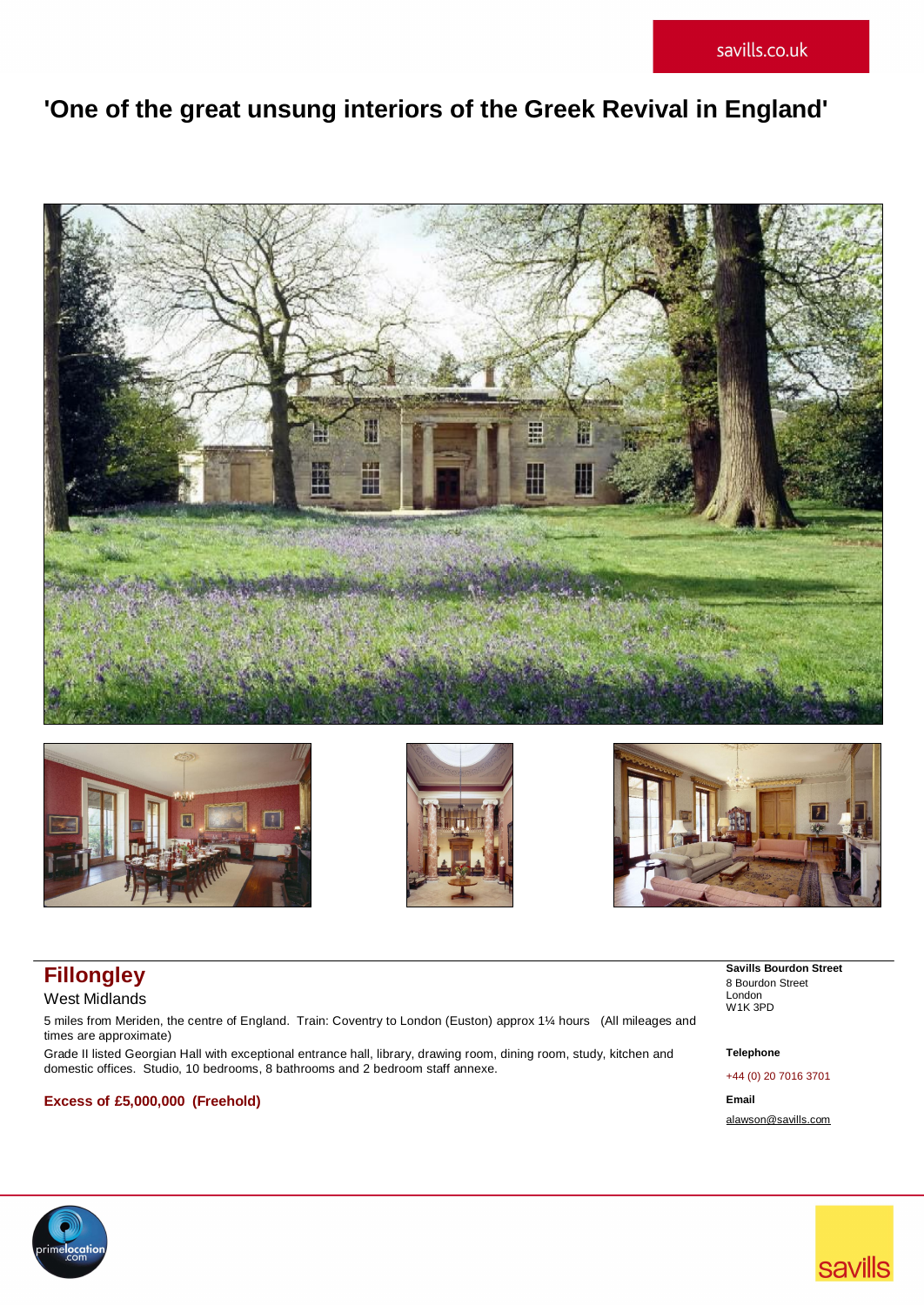savills.co.uk

# 'One of the great unsung interiors of the Greek Revival in England'

## Fillongley

West Midlands

5 miles from Meriden, the centre of England. Train: Coventry to London (Euston) approx 1¼ hours (All mileages and times are approximate)

Grade II listed Georgian Hall with exceptional entrance hall, library, drawing room, dining room, study, kitchen and domestic offices. Studio, 10 bedrooms, 8 bathrooms and 2 bedroom staff annexe.

**Excess of £5,000,000 (Freehold)**

**Savills Bourdon Street**
8 Bourdon Street
London
W1K 3PD

**Telephone**

+44 (0) 20 7016 3701

**Email**

alawson@savills.com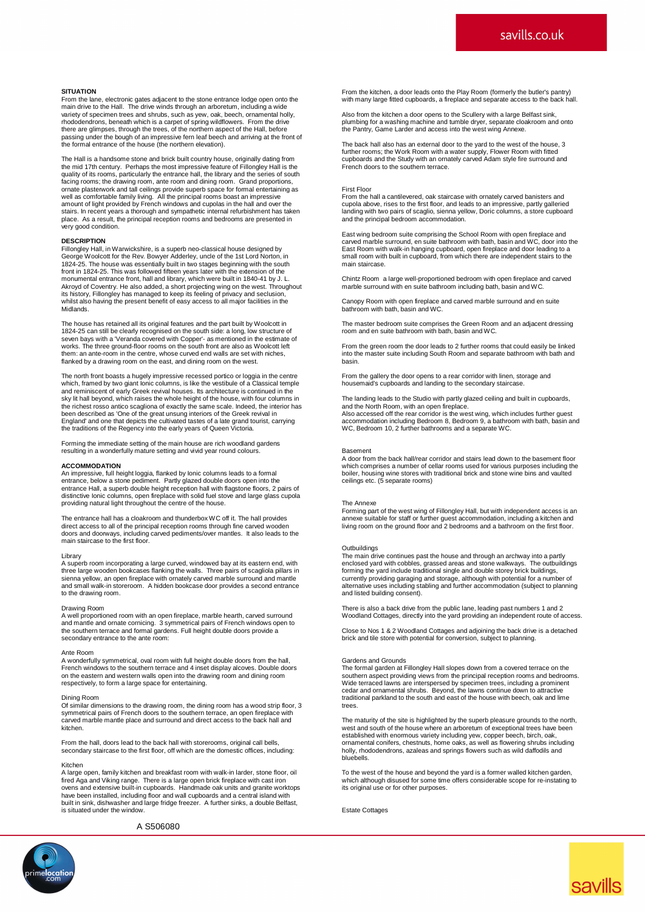## SITUATION

From the lane, electronic gates adjacent to the stone entrance lodge open onto the main drive to the Hall. The drive winds through an arboretum, including a wide variety of specimen trees and shrubs, such as yew, oak, beech, ornamental holly, rhododendrons, beneath which is a carpet of spring wildflowers. From the drive there are glimpses, through the trees, of the northern aspect of the Hall, before passing under the bough of an impressive fern leaf beech and arriving at the front of the formal entrance of the house (the northern elevation).

The Hall is a handsome stone and brick built country house, originally dating from the mid 17th century. Perhaps the most impressive feature of Fillongley Hall is the quality of its rooms, particularly the entrance hall, the library and the series of south facing rooms; the drawing room, ante room and dining room. Grand proportions, ornate plasterwork and tall ceilings provide superb space for formal entertaining as well as comfortable family living. All the principal rooms boast an impressive amount of light provided by French windows and cupolas in the hall and over the stairs. In recent years a thorough and sympathetic internal refurbishment has taken place. As a result, the principal reception rooms and bedrooms are presented in very good condition.

## DESCRIPTION

Fillongley Hall, in Warwickshire, is a superb neo-classical house designed by George Woolcott for the Rev. Bowyer Adderley, uncle of the 1st Lord Norton, in 1824-25. The house was essentially built in two stages beginning with the south front in 1824-25. This was followed fifteen years later with the extension of the monumental entrance front, hall and library, which were built in 1840-41 by J. L. Akroyd of Coventry. He also added, a short projecting wing on the west. Throughout its history, Fillongley has managed to keep its feeling of privacy and seclusion, whilst also having the present benefit of easy access to all major facilities in the Midlands.

The house has retained all its original features and the part built by Woolcott in 1824-25 can still be clearly recognised on the south side: a long, low structure of seven bays with a 'Veranda covered with Copper'- as mentioned in the estimate of works. The three ground-floor rooms on the south front are also as Woolcott left them: an ante-room in the centre, whose curved end walls are set with niches, flanked by a drawing room on the east, and dining room on the west.

The north front boasts a hugely impressive recessed portico or loggia in the centre which, framed by two giant Ionic columns, is like the vestibule of a Classical temple and reminiscent of early Greek revival houses. Its architecture is continued in the sky lit hall beyond, which raises the whole height of the house, with four columns in the richest rosso antico scagliona of exactly the same scale. Indeed, the interior has been described as 'One of the great unsung interiors of the Greek revival in England' and one that depicts the cultivated tastes of a late grand tourist, carrying the traditions of the Regency into the early years of Queen Victoria.

Forming the immediate setting of the main house are rich woodland gardens resulting in a wonderfully mature setting and vivid year round colours.

## ACCOMMODATION

An impressive, full height loggia, flanked by Ionic columns leads to a formal entrance, below a stone pediment. Partly glazed double doors open into the entrance Hall, a superb double height reception hall with flagstone floors, 2 pairs of distinctive Ionic columns, open fireplace with solid fuel stove and large glass cupola providing natural light throughout the centre of the house.

The entrance hall has a cloakroom and thunderbox WC off it. The hall provides direct access to all of the principal reception rooms through fine carved wooden doors and doorways, including carved pediments/over mantles. It also leads to the main staircase to the first floor.

### Library

A superb room incorporating a large curved, windowed bay at its eastern end, with three large wooden bookcases flanking the walls. Three pairs of scagliola pillars in sienna yellow, an open fireplace with ornately carved marble surround and mantle and small walk-in storeroom. A hidden bookcase door provides a second entrance to the drawing room.

### Drawing Room

A well proportioned room with an open fireplace, marble hearth, carved surround and mantle and ornate cornicing. 3 symmetrical pairs of French windows open to the southern terrace and formal gardens. Full height double doors provide a secondary entrance to the ante room:

### Ante Room

A wonderfully symmetrical, oval room with full height double doors from the hall, French windows to the southern terrace and 4 inset display alcoves. Double doors on the eastern and western walls open into the drawing room and dining room respectively, to form a large space for entertaining.

### Dining Room

Of similar dimensions to the drawing room, the dining room has a wood strip floor, 3 symmetrical pairs of French doors to the southern terrace, an open fireplace with carved marble mantle place and surround and direct access to the back hall and kitchen.

From the hall, doors lead to the back hall with storerooms, original call bells, secondary staircase to the first floor, off which are the domestic offices, including:

### Kitchen

A large open, family kitchen and breakfast room with walk-in larder, stone floor, oil fired Aga and Viking range. There is a large open brick fireplace with cast iron ovens and extensive built-in cupboards. Handmade oak units and granite worktops have been installed, including floor and wall cupboards and a central island with built in sink, dishwasher and large fridge freezer. A further sinks, a double Belfast, is situated under the window.

A S506080

From the kitchen, a door leads onto the Play Room (formerly the butler's pantry) with many large fitted cupboards, a fireplace and separate access to the back hall.

Also from the kitchen a door opens to the Scullery with a large Belfast sink, plumbing for a washing machine and tumble dryer, separate cloakroom and onto the Pantry, Game Larder and access into the west wing Annexe.

The back hall also has an external door to the yard to the west of the house, 3 further rooms; the Work Room with a water supply, Flower Room with fitted cupboards and the Study with an ornately carved Adam style fire surround and French doors to the southern terrace.

### First Floor

From the hall a cantilevered, oak staircase with ornately carved banisters and cupola above, rises to the first floor, and leads to an impressive, partly galleried landing with two pairs of scaglio, sienna yellow, Doric columns, a store cupboard and the principal bedroom accommodation.

East wing bedroom suite comprising the School Room with open fireplace and carved marble surround, en suite bathroom with bath, basin and WC, door into the East Room with walk-in hanging cupboard, open fireplace and door leading to a small room with built in cupboard, from which there are independent stairs to the main staircase.

Chintz Room a large well-proportioned bedroom with open fireplace and carved marble surround with en suite bathroom including bath, basin and WC.

Canopy Room with open fireplace and carved marble surround and en suite bathroom with bath, basin and WC.

The master bedroom suite comprises the Green Room and an adjacent dressing room and en suite bathroom with bath, basin and WC.

From the green room the door leads to 2 further rooms that could easily be linked into the master suite including South Room and separate bathroom with bath and basin.

From the gallery the door opens to a rear corridor with linen, storage and housemaid's cupboards and landing to the secondary staircase.

The landing leads to the Studio with partly glazed ceiling and built in cupboards, and the North Room, with an open fireplace.
Also accessed off the rear corridor is the west wing, which includes further guest accommodation including Bedroom 8, Bedroom 9, a bathroom with bath, basin and WC, Bedroom 10, 2 further bathrooms and a separate WC.

### Basement

A door from the back hall/rear corridor and stairs lead down to the basement floor which comprises a number of cellar rooms used for various purposes including the boiler, housing wine stores with traditional brick and stone wine bins and vaulted ceilings etc. (5 separate rooms)

### The Annexe

Forming part of the west wing of Fillongley Hall, but with independent access is an annexe suitable for staff or further guest accommodation, including a kitchen and living room on the ground floor and 2 bedrooms and a bathroom on the first floor.

### Outbuildings

The main drive continues past the house and through an archway into a partly enclosed yard with cobbles, grassed areas and stone walkways. The outbuildings forming the yard include traditional single and double storey brick buildings, currently providing garaging and storage, although with potential for a number of alternative uses including stabling and further accommodation (subject to planning and listed building consent).

There is also a back drive from the public lane, leading past numbers 1 and 2 Woodland Cottages, directly into the yard providing an independent route of access.

Close to Nos 1 & 2 Woodland Cottages and adjoining the back drive is a detached brick and tile store with potential for conversion, subject to planning.

### Gardens and Grounds

The formal garden at Fillongley Hall slopes down from a covered terrace on the southern aspect providing views from the principal reception rooms and bedrooms. Wide terraced lawns are interspersed by specimen trees, including a prominent cedar and ornamental shrubs. Beyond, the lawns continue down to attractive traditional parkland to the south and east of the house with beech, oak and lime trees.

The maturity of the site is highlighted by the superb pleasure grounds to the north, west and south of the house where an arboretum of exceptional trees have been established with enormous variety including yew, copper beech, birch, oak, ornamental conifers, chestnuts, home oaks, as well as flowering shrubs including holly, rhododendrons, azaleas and springs flowers such as wild daffodils and bluebells.

To the west of the house and beyond the yard is a former walled kitchen garden, which although disused for some time offers considerable scope for re-instating to its original use or for other purposes.

### Estate Cottages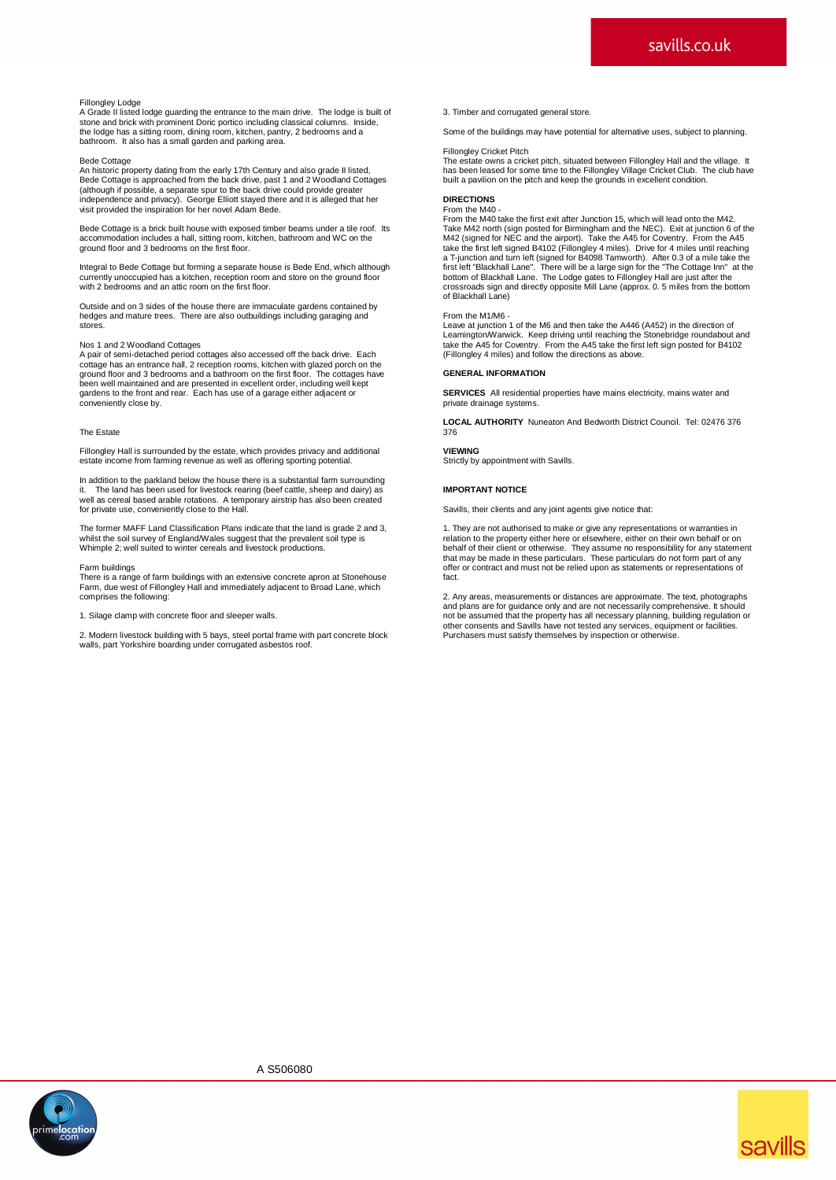Fillongley Lodge
A Grade II listed lodge guarding the entrance to the main drive. The lodge is built of stone and brick with prominent Doric portico including classical columns. Inside, the lodge has a sitting room, dining room, kitchen, pantry, 2 bedrooms and a bathroom. It also has a small garden and parking area.

Bede Cottage
An historic property dating from the early 17th Century and also grade II listed, Bede Cottage is approached from the back drive, past 1 and 2 Woodland Cottages (although if possible, a separate spur to the back drive could provide greater independence and privacy). George Elliott stayed there and it is alleged that her visit provided the inspiration for her novel Adam Bede.

Bede Cottage is a brick built house with exposed timber beams under a tile roof. Its accommodation includes a hall, sitting room, kitchen, bathroom and WC on the ground floor and 3 bedrooms on the first floor.

Integral to Bede Cottage but forming a separate house is Bede End, which although currently unoccupied has a kitchen, reception room and store on the ground floor with 2 bedrooms and an attic room on the first floor.

Outside and on 3 sides of the house there are immaculate gardens contained by hedges and mature trees. There are also outbuildings including garaging and stores.

Nos 1 and 2 Woodland Cottages
A pair of semi-detached period cottages also accessed off the back drive. Each cottage has an entrance hall, 2 reception rooms, kitchen with glazed porch on the ground floor and 3 bedrooms and a bathroom on the first floor. The cottages have been well maintained and are presented in excellent order, including well kept gardens to the front and rear. Each has use of a garage either adjacent or conveniently close by.

The Estate

Fillongley Hall is surrounded by the estate, which provides privacy and additional estate income from farming revenue as well as offering sporting potential.

In addition to the parkland below the house there is a substantial farm surrounding it. The land has been used for livestock rearing (beef cattle, sheep and dairy) as well as cereal based arable rotations. A temporary airstrip has also been created for private use, conveniently close to the Hall.

The former MAFF Land Classification Plans indicate that the land is grade 2 and 3, whilst the soil survey of England/Wales suggest that the prevalent soil type is Whimple 2; well suited to winter cereals and livestock productions.

Farm buildings
There is a range of farm buildings with an extensive concrete apron at Stonehouse Farm, due west of Fillongley Hall and immediately adjacent to Broad Lane, which comprises the following:

1. Silage clamp with concrete floor and sleeper walls.

2. Modern livestock building with 5 bays, steel portal frame with part concrete block walls, part Yorkshire boarding under corrugated asbestos roof.

3. Timber and corrugated general store.

Some of the buildings may have potential for alternative uses, subject to planning.

Fillongley Cricket Pitch
The estate owns a cricket pitch, situated between Fillongley Hall and the village. It has been leased for some time to the Fillongley Village Cricket Club. The club have built a pavilion on the pitch and keep the grounds in excellent condition.

**DIRECTIONS**
From the M40 -
From the M40 take the first exit after Junction 15, which will lead onto the M42. Take M42 north (sign posted for Birmingham and the NEC). Exit at junction 6 of the M42 (signed for NEC and the airport). Take the A45 for Coventry. From the A45 take the first left signed B4102 (Fillongley 4 miles). Drive for 4 miles until reaching a T-junction and turn left (signed for B4098 Tamworth). After 0.3 of a mile take the first left "Blackhall Lane". There will be a large sign for the "The Cottage Inn" at the bottom of Blackhall Lane. The Lodge gates to Fillongley Hall are just after the crossroads sign and directly opposite Mill Lane (approx. 0. 5 miles from the bottom of Blackhall Lane)

From the M1/M6 -
Leave at junction 1 of the M6 and then take the A446 (A452) in the direction of Leamington/Warwick. Keep driving until reaching the Stonebridge roundabout and take the A45 for Coventry. From the A45 take the first left sign posted for B4102 (Fillongley 4 miles) and follow the directions as above.

**GENERAL INFORMATION**

**SERVICES** All residential properties have mains electricity, mains water and private drainage systems.

**LOCAL AUTHORITY** Nuneaton And Bedworth District Council. Tel: 02476 376 376

**VIEWING**
Strictly by appointment with Savills.

**IMPORTANT NOTICE**

Savills, their clients and any joint agents give notice that:

1. They are not authorised to make or give any representations or warranties in relation to the property either here or elsewhere, either on their own behalf or on behalf of their client or otherwise. They assume no responsibility for any statement that may be made in these particulars. These particulars do not form part of any offer or contract and must not be relied upon as statements or representations of fact.

2. Any areas, measurements or distances are approximate. The text, photographs and plans are for guidance only and are not necessarily comprehensive. It should not be assumed that the property has all necessary planning, building regulation or other consents and Savills have not tested any services, equipment or facilities. Purchasers must satisfy themselves by inspection or otherwise.

A S506080